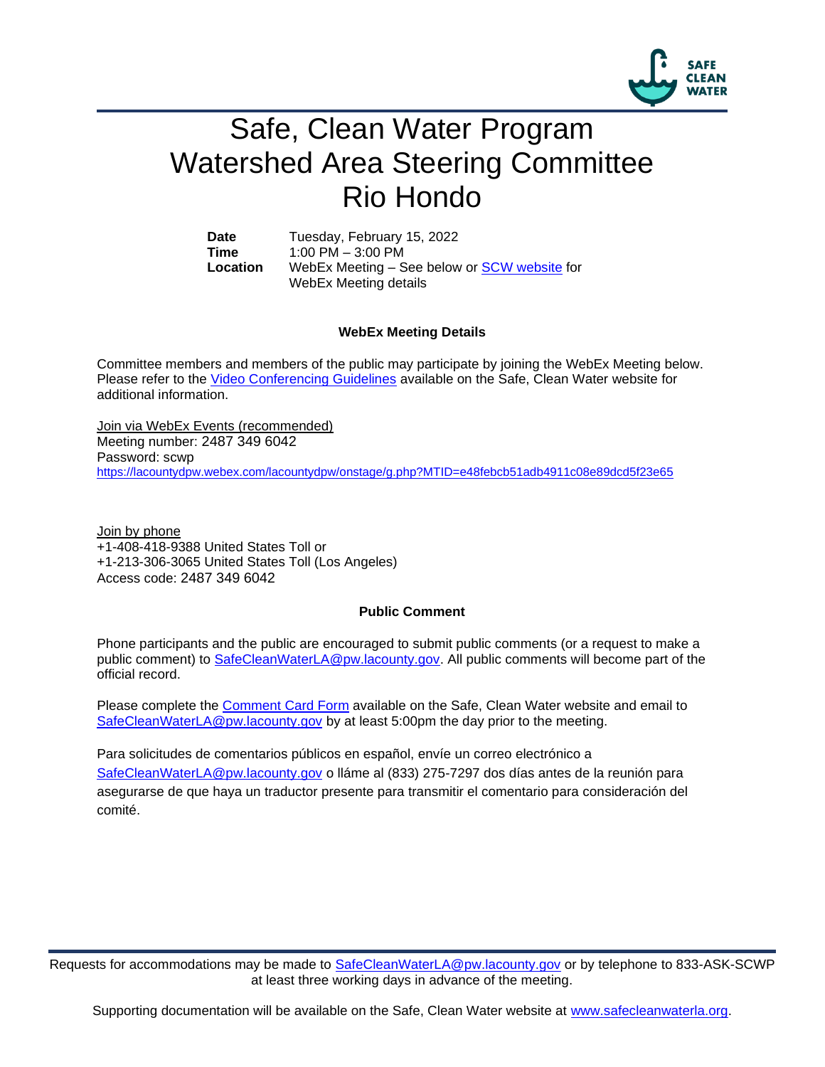# Safe, Clean Water Program
# Watershed Area Steering Committee
# Rio Hondo

| | |
|---|---|
| **Date** | Tuesday, February 15, 2022 |
| **Time** | 1:00 PM – 3:00 PM |
| **Location** | WebEx Meeting – See below or SCW website for WebEx Meeting details |

### WebEx Meeting Details

Committee members and members of the public may participate by joining the WebEx Meeting below. Please refer to the Video Conferencing Guidelines available on the Safe, Clean Water website for additional information.

Join via WebEx Events (recommended)
Meeting number: 2487 349 6042
Password: scwp
https://lacountydpw.webex.com/lacountydpw/onstage/g.php?MTID=e48febcb51adb4911c08e89dcd5f23e65

Join by phone
+1-408-418-9388 United States Toll or
+1-213-306-3065 United States Toll (Los Angeles)
Access code: 2487 349 6042

### Public Comment

Phone participants and the public are encouraged to submit public comments (or a request to make a public comment) to SafeCleanWaterLA@pw.lacounty.gov. All public comments will become part of the official record.

Please complete the Comment Card Form available on the Safe, Clean Water website and email to SafeCleanWaterLA@pw.lacounty.gov by at least 5:00pm the day prior to the meeting.

Para solicitudes de comentarios públicos en español, envíe un correo electrónico a SafeCleanWaterLA@pw.lacounty.gov o lláme al (833) 275-7297 dos días antes de la reunión para asegurarse de que haya un traductor presente para transmitir el comentario para consideración del comité.

Requests for accommodations may be made to SafeCleanWaterLA@pw.lacounty.gov or by telephone to 833-ASK-SCWP at least three working days in advance of the meeting.

Supporting documentation will be available on the Safe, Clean Water website at www.safecleanwaterla.org.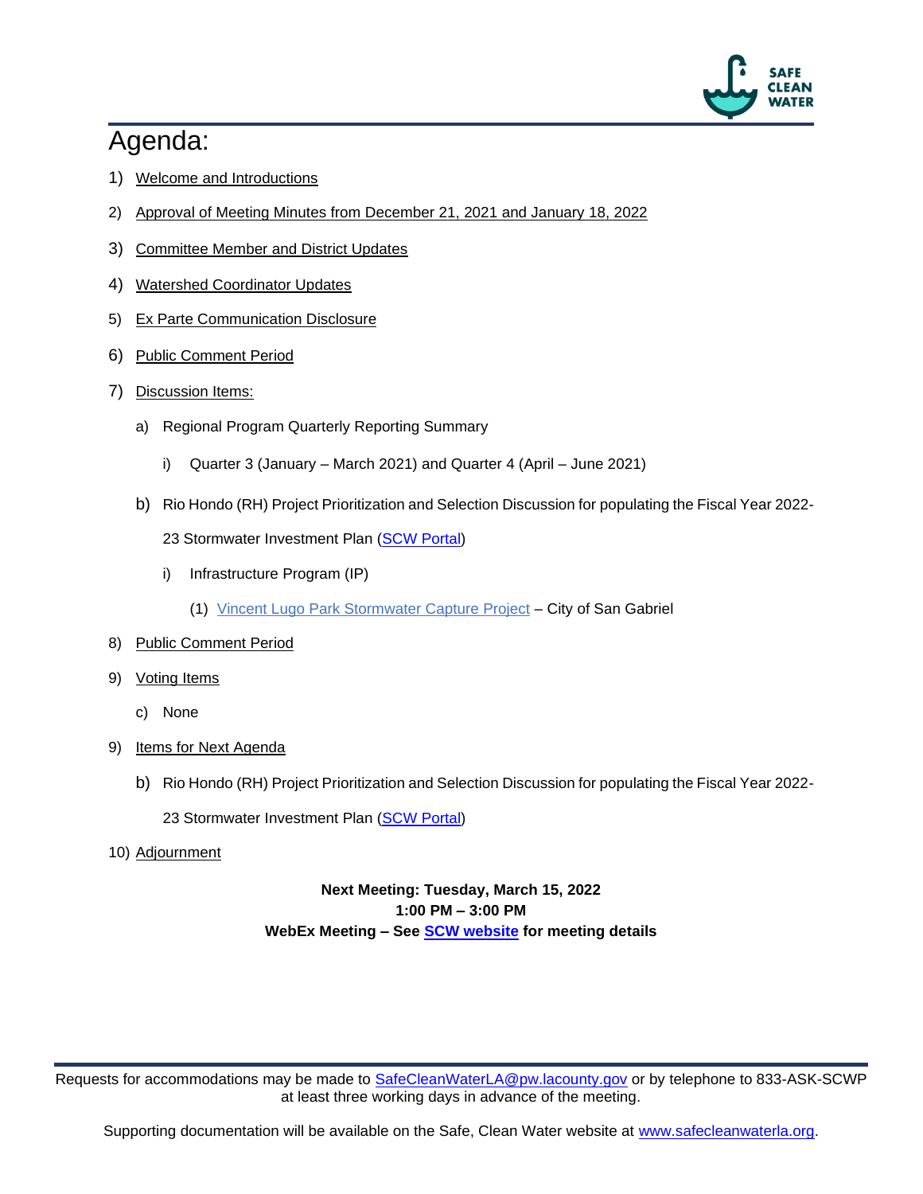# Agenda:

1) Welcome and Introductions

2) Approval of Meeting Minutes from December 21, 2021 and January 18, 2022

3) Committee Member and District Updates

4) Watershed Coordinator Updates

5) Ex Parte Communication Disclosure

6) Public Comment Period

7) Discussion Items:

   a) Regional Program Quarterly Reporting Summary

      i) Quarter 3 (January – March 2021) and Quarter 4 (April – June 2021)

   b) Rio Hondo (RH) Project Prioritization and Selection Discussion for populating the Fiscal Year 2022-23 Stormwater Investment Plan (SCW Portal)

      i) Infrastructure Program (IP)

         (1) Vincent Lugo Park Stormwater Capture Project – City of San Gabriel

8) Public Comment Period

9) Voting Items

   c) None

9) Items for Next Agenda

   b) Rio Hondo (RH) Project Prioritization and Selection Discussion for populating the Fiscal Year 2022-23 Stormwater Investment Plan (SCW Portal)

10) Adjournment

**Next Meeting: Tuesday, March 15, 2022**
**1:00 PM – 3:00 PM**
**WebEx Meeting – See SCW website for meeting details**

Requests for accommodations may be made to SafeCleanWaterLA@pw.lacounty.gov or by telephone to 833-ASK-SCWP at least three working days in advance of the meeting.

Supporting documentation will be available on the Safe, Clean Water website at www.safecleanwaterla.org.